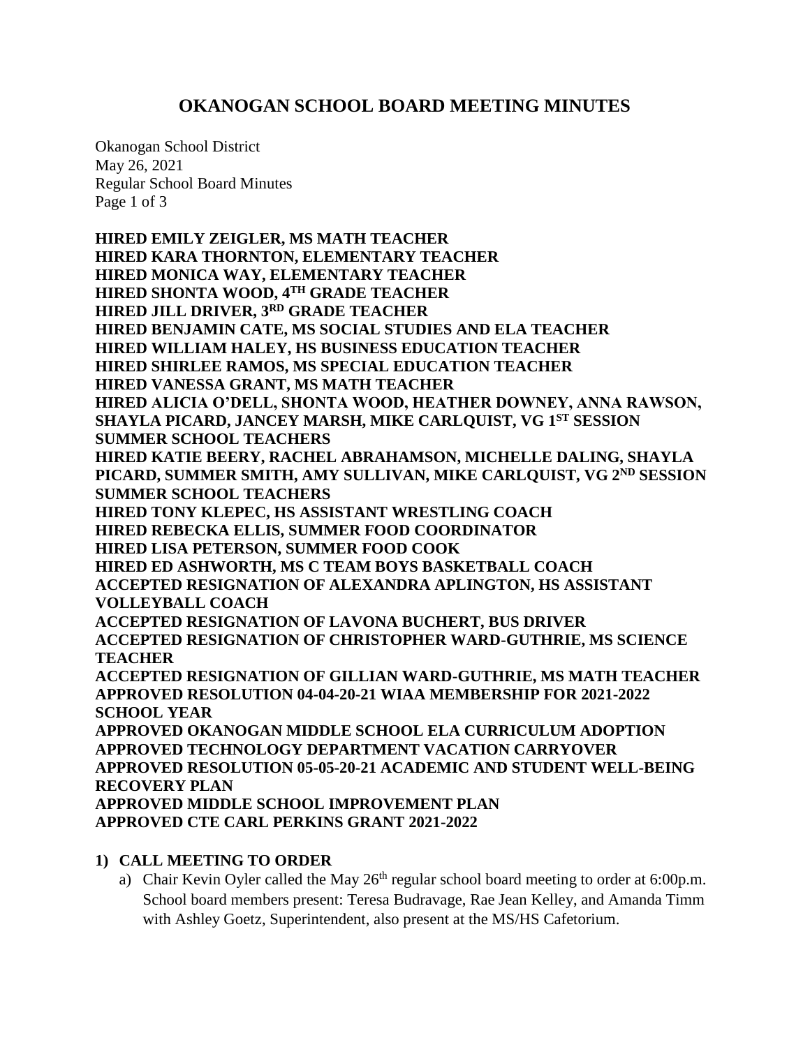# OKANOGAN SCHOOL BOARD MEETING MINUTES

Okanogan School District
May 26, 2021
Regular School Board Minutes

**HIRED EMILY ZEIGLER, MS MATH TEACHER**
**HIRED KARA THORNTON, ELEMENTARY TEACHER**
**HIRED MONICA WAY, ELEMENTARY TEACHER**
**HIRED SHONTA WOOD, 4TH GRADE TEACHER**
**HIRED JILL DRIVER, 3RD GRADE TEACHER**
**HIRED BENJAMIN CATE, MS SOCIAL STUDIES AND ELA TEACHER**
**HIRED WILLIAM HALEY, HS BUSINESS EDUCATION TEACHER**
**HIRED SHIRLEE RAMOS, MS SPECIAL EDUCATION TEACHER**
**HIRED VANESSA GRANT, MS MATH TEACHER**
**HIRED ALICIA O'DELL, SHONTA WOOD, HEATHER DOWNEY, ANNA RAWSON, SHAYLA PICARD, JANCEY MARSH, MIKE CARLQUIST, VG 1ST SESSION SUMMER SCHOOL TEACHERS**
**HIRED KATIE BEERY, RACHEL ABRAHAMSON, MICHELLE DALING, SHAYLA PICARD, SUMMER SMITH, AMY SULLIVAN, MIKE CARLQUIST, VG 2ND SESSION SUMMER SCHOOL TEACHERS**
**HIRED TONY KLEPEC, HS ASSISTANT WRESTLING COACH**
**HIRED REBECKA ELLIS, SUMMER FOOD COORDINATOR**
**HIRED LISA PETERSON, SUMMER FOOD COOK**
**HIRED ED ASHWORTH, MS C TEAM BOYS BASKETBALL COACH**
**ACCEPTED RESIGNATION OF ALEXANDRA APLINGTON, HS ASSISTANT VOLLEYBALL COACH**
**ACCEPTED RESIGNATION OF LAVONA BUCHERT, BUS DRIVER**
**ACCEPTED RESIGNATION OF CHRISTOPHER WARD-GUTHRIE, MS SCIENCE TEACHER**
**ACCEPTED RESIGNATION OF GILLIAN WARD-GUTHRIE, MS MATH TEACHER**
**APPROVED RESOLUTION 04-04-20-21 WIAA MEMBERSHIP FOR 2021-2022 SCHOOL YEAR**
**APPROVED OKANOGAN MIDDLE SCHOOL ELA CURRICULUM ADOPTION**
**APPROVED TECHNOLOGY DEPARTMENT VACATION CARRYOVER**
**APPROVED RESOLUTION 05-05-20-21 ACADEMIC AND STUDENT WELL-BEING RECOVERY PLAN**
**APPROVED MIDDLE SCHOOL IMPROVEMENT PLAN**
**APPROVED CTE CARL PERKINS GRANT 2021-2022**

## 1) CALL MEETING TO ORDER

a) Chair Kevin Oyler called the May 26th regular school board meeting to order at 6:00p.m. School board members present: Teresa Budravage, Rae Jean Kelley, and Amanda Timm with Ashley Goetz, Superintendent, also present at the MS/HS Cafetorium.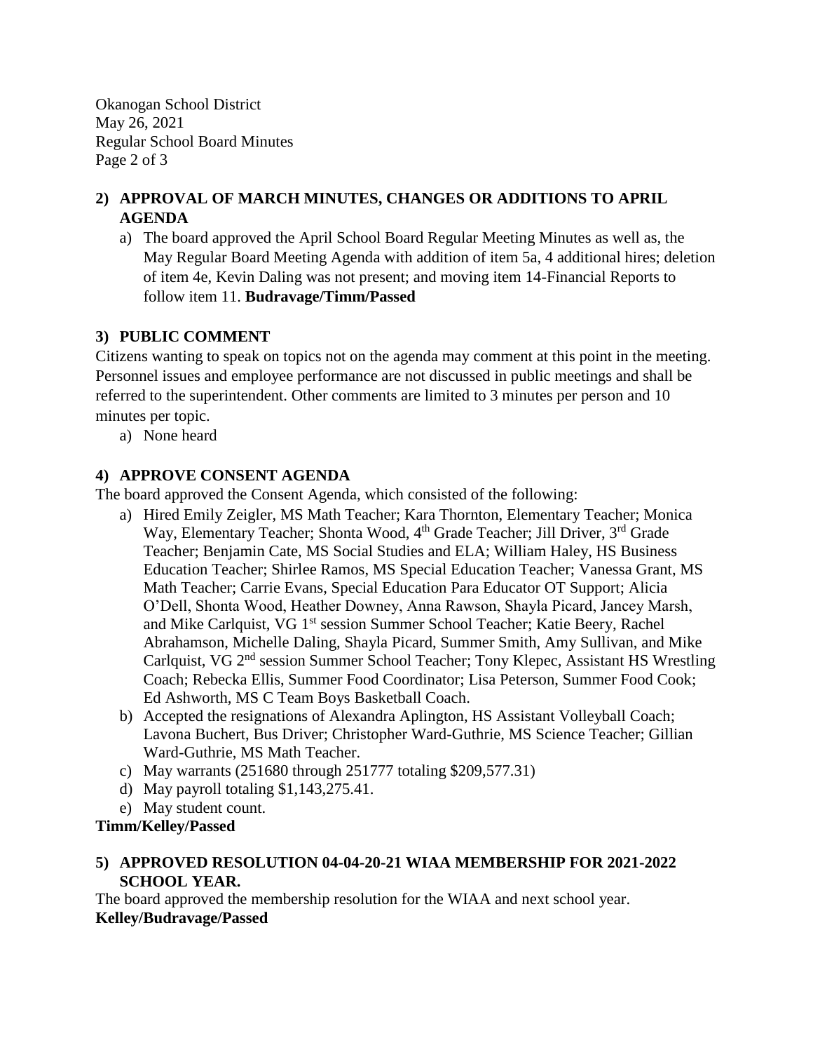## 2) APPROVAL OF MARCH MINUTES, CHANGES OR ADDITIONS TO APRIL AGENDA

a) The board approved the April School Board Regular Meeting Minutes as well as, the May Regular Board Meeting Agenda with addition of item 5a, 4 additional hires; deletion of item 4e, Kevin Daling was not present; and moving item 14-Financial Reports to follow item 11. **Budravage/Timm/Passed**

## 3) PUBLIC COMMENT

Citizens wanting to speak on topics not on the agenda may comment at this point in the meeting. Personnel issues and employee performance are not discussed in public meetings and shall be referred to the superintendent. Other comments are limited to 3 minutes per person and 10 minutes per topic.

a) None heard

## 4) APPROVE CONSENT AGENDA

The board approved the Consent Agenda, which consisted of the following:

a) Hired Emily Zeigler, MS Math Teacher; Kara Thornton, Elementary Teacher; Monica Way, Elementary Teacher; Shonta Wood, 4th Grade Teacher; Jill Driver, 3rd Grade Teacher; Benjamin Cate, MS Social Studies and ELA; William Haley, HS Business Education Teacher; Shirlee Ramos, MS Special Education Teacher; Vanessa Grant, MS Math Teacher; Carrie Evans, Special Education Para Educator OT Support; Alicia O'Dell, Shonta Wood, Heather Downey, Anna Rawson, Shayla Picard, Jancey Marsh, and Mike Carlquist, VG 1st session Summer School Teacher; Katie Beery, Rachel Abrahamson, Michelle Daling, Shayla Picard, Summer Smith, Amy Sullivan, and Mike Carlquist, VG 2nd session Summer School Teacher; Tony Klepec, Assistant HS Wrestling Coach; Rebecka Ellis, Summer Food Coordinator; Lisa Peterson, Summer Food Cook; Ed Ashworth, MS C Team Boys Basketball Coach.

b) Accepted the resignations of Alexandra Aplington, HS Assistant Volleyball Coach; Lavona Buchert, Bus Driver; Christopher Ward-Guthrie, MS Science Teacher; Gillian Ward-Guthrie, MS Math Teacher.

c) May warrants (251680 through 251777 totaling $209,577.31)

d) May payroll totaling $1,143,275.41.

e) May student count.

**Timm/Kelley/Passed**

## 5) APPROVED RESOLUTION 04-04-20-21 WIAA MEMBERSHIP FOR 2021-2022 SCHOOL YEAR.

The board approved the membership resolution for the WIAA and next school year.
**Kelley/Budravage/Passed**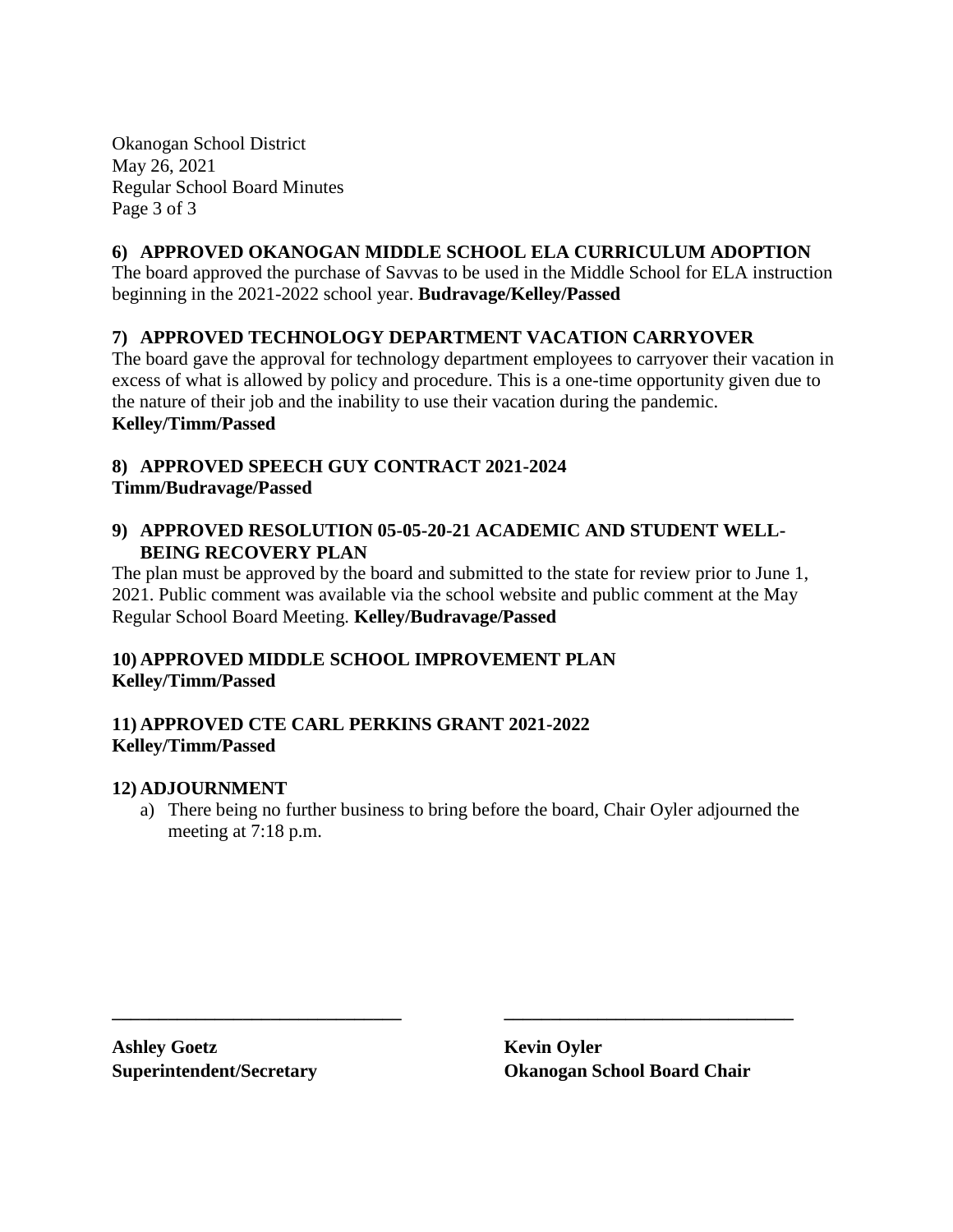### 6) APPROVED OKANOGAN MIDDLE SCHOOL ELA CURRICULUM ADOPTION

The board approved the purchase of Savvas to be used in the Middle School for ELA instruction beginning in the 2021-2022 school year. **Budravage/Kelley/Passed**

### 7) APPROVED TECHNOLOGY DEPARTMENT VACATION CARRYOVER

The board gave the approval for technology department employees to carryover their vacation in excess of what is allowed by policy and procedure. This is a one-time opportunity given due to the nature of their job and the inability to use their vacation during the pandemic.
**Kelley/Timm/Passed**

### 8) APPROVED SPEECH GUY CONTRACT 2021-2024

**Timm/Budravage/Passed**

### 9) APPROVED RESOLUTION 05-05-20-21 ACADEMIC AND STUDENT WELL-BEING RECOVERY PLAN

The plan must be approved by the board and submitted to the state for review prior to June 1, 2021. Public comment was available via the school website and public comment at the May Regular School Board Meeting. **Kelley/Budravage/Passed**

### 10) APPROVED MIDDLE SCHOOL IMPROVEMENT PLAN

**Kelley/Timm/Passed**

### 11) APPROVED CTE CARL PERKINS GRANT 2021-2022

**Kelley/Timm/Passed**

### 12) ADJOURNMENT

a) There being no further business to bring before the board, Chair Oyler adjourned the meeting at 7:18 p.m.

\_\_\_\_\_\_\_\_\_\_\_\_\_\_\_\_\_\_\_\_\_\_\_\_\_\_\_\_\_\_
**Ashley Goetz**
**Superintendent/Secretary**

\_\_\_\_\_\_\_\_\_\_\_\_\_\_\_\_\_\_\_\_\_\_\_\_\_\_\_\_\_\_
**Kevin Oyler**
**Okanogan School Board Chair**